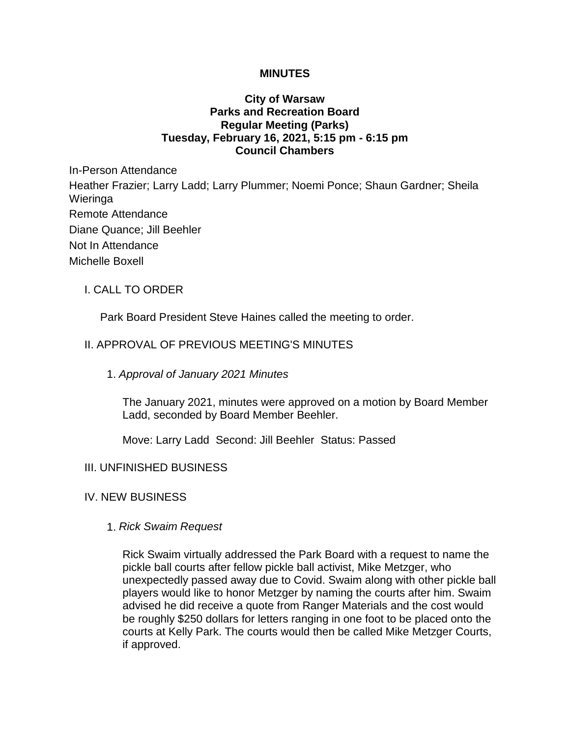**MINUTES**

**City of Warsaw**
**Parks and Recreation Board**
**Regular Meeting (Parks)**
**Tuesday, February 16, 2021, 5:15 pm - 6:15 pm**
**Council Chambers**

In-Person Attendance

Heather Frazier; Larry Ladd; Larry Plummer; Noemi Ponce; Shaun Gardner; Sheila Wieringa

Remote Attendance

Diane Quance; Jill Beehler

Not In Attendance

Michelle Boxell

I. CALL TO ORDER

Park Board President Steve Haines called the meeting to order.

II. APPROVAL OF PREVIOUS MEETING'S MINUTES

1. *Approval of January 2021 Minutes*

   The January 2021, minutes were approved on a motion by Board Member Ladd, seconded by Board Member Beehler.

   Move: Larry Ladd Second: Jill Beehler Status: Passed

III. UNFINISHED BUSINESS

IV. NEW BUSINESS

1. *Rick Swaim Request*

   Rick Swaim virtually addressed the Park Board with a request to name the pickle ball courts after fellow pickle ball activist, Mike Metzger, who unexpectedly passed away due to Covid. Swaim along with other pickle ball players would like to honor Metzger by naming the courts after him. Swaim advised he did receive a quote from Ranger Materials and the cost would be roughly $250 dollars for letters ranging in one foot to be placed onto the courts at Kelly Park. The courts would then be called Mike Metzger Courts, if approved.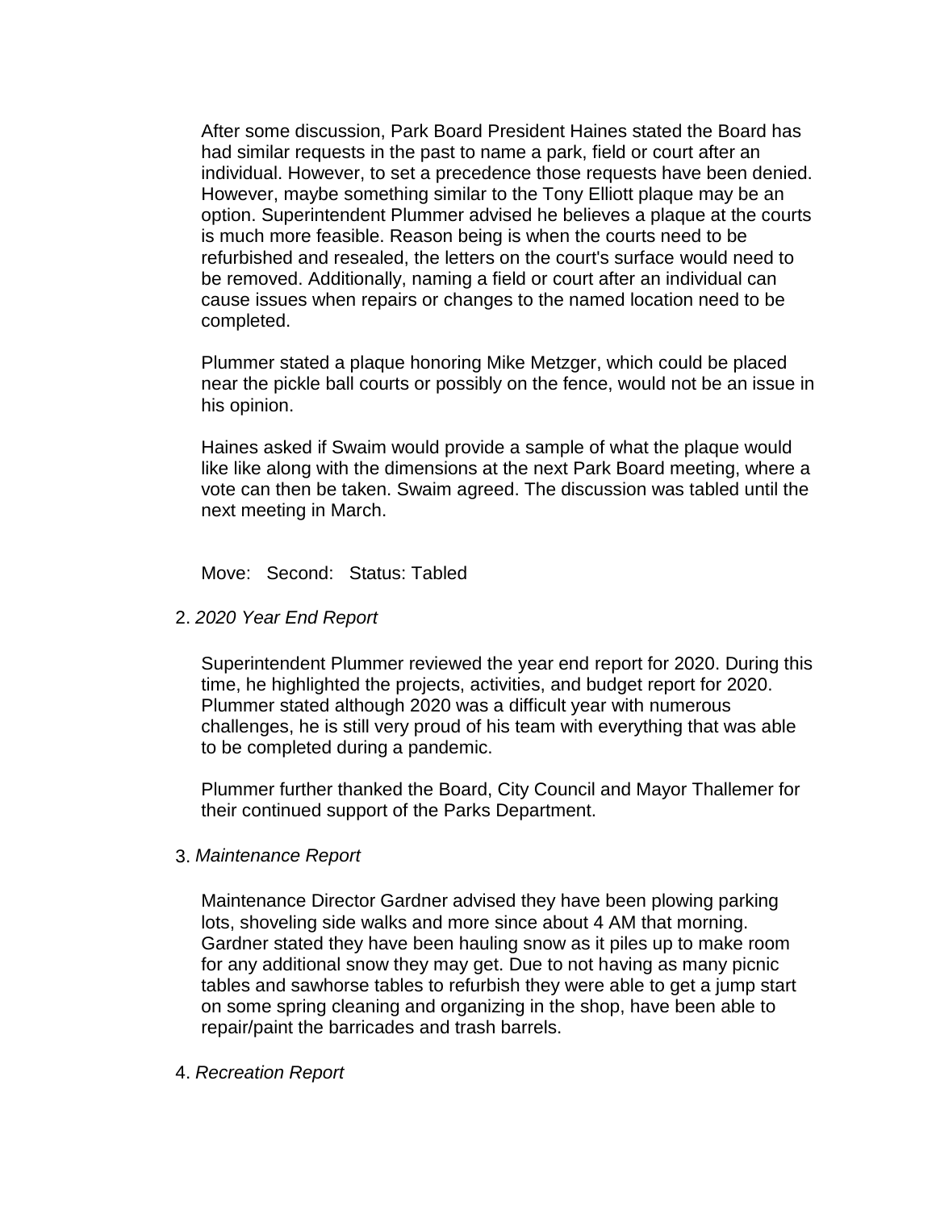After some discussion, Park Board President Haines stated the Board has had similar requests in the past to name a park, field or court after an individual. However, to set a precedence those requests have been denied. However, maybe something similar to the Tony Elliott plaque may be an option. Superintendent Plummer advised he believes a plaque at the courts is much more feasible. Reason being is when the courts need to be refurbished and resealed, the letters on the court's surface would need to be removed. Additionally, naming a field or court after an individual can cause issues when repairs or changes to the named location need to be completed.

Plummer stated a plaque honoring Mike Metzger, which could be placed near the pickle ball courts or possibly on the fence, would not be an issue in his opinion.

Haines asked if Swaim would provide a sample of what the plaque would like like along with the dimensions at the next Park Board meeting, where a vote can then be taken. Swaim agreed. The discussion was tabled until the next meeting in March.

Move: Second: Status: Tabled

2. *2020 Year End Report*

   Superintendent Plummer reviewed the year end report for 2020. During this time, he highlighted the projects, activities, and budget report for 2020. Plummer stated although 2020 was a difficult year with numerous challenges, he is still very proud of his team with everything that was able to be completed during a pandemic.

   Plummer further thanked the Board, City Council and Mayor Thallemer for their continued support of the Parks Department.

3. *Maintenance Report*

   Maintenance Director Gardner advised they have been plowing parking lots, shoveling side walks and more since about 4 AM that morning. Gardner stated they have been hauling snow as it piles up to make room for any additional snow they may get. Due to not having as many picnic tables and sawhorse tables to refurbish they were able to get a jump start on some spring cleaning and organizing in the shop, have been able to repair/paint the barricades and trash barrels.

4. *Recreation Report*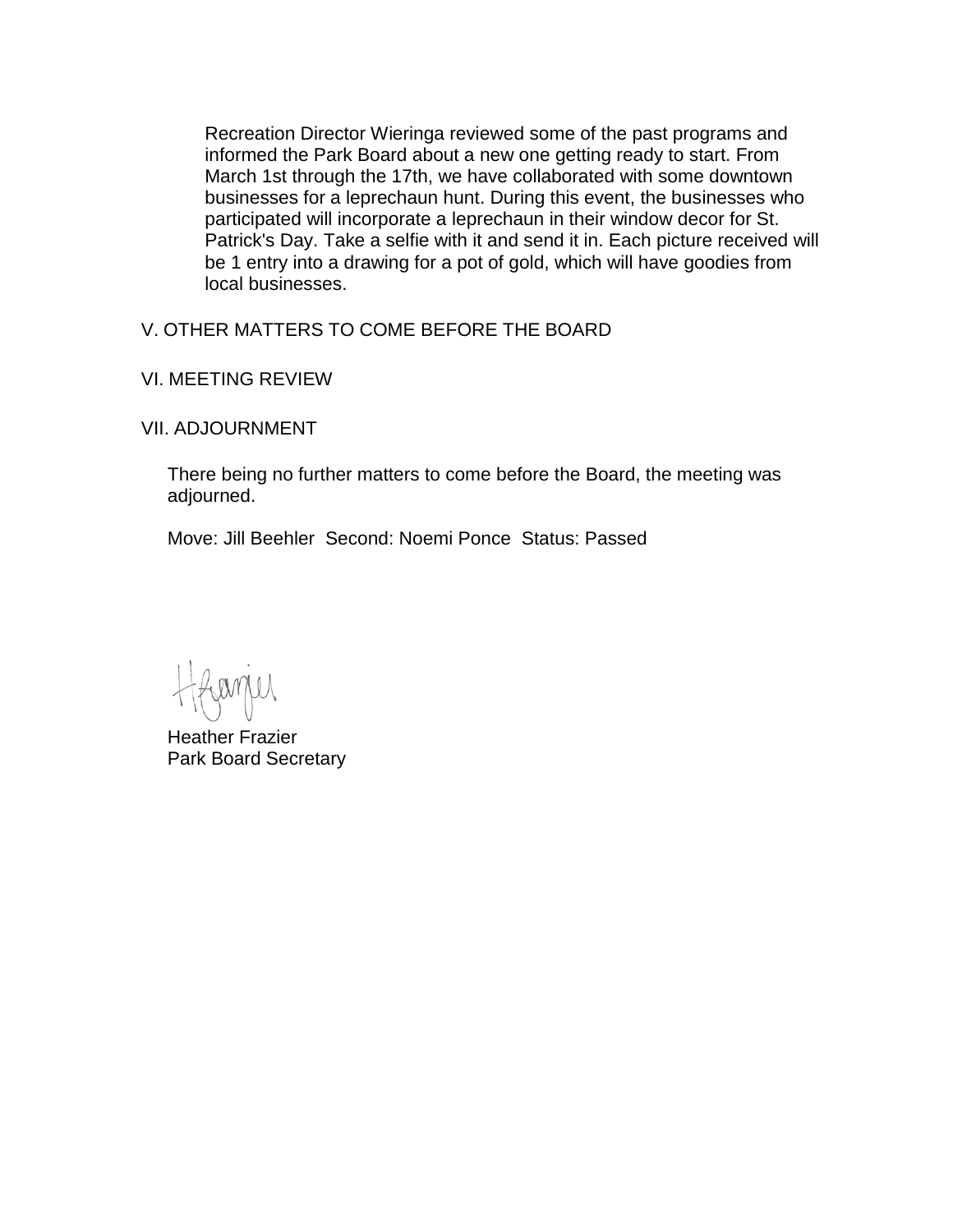Recreation Director Wieringa reviewed some of the past programs and informed the Park Board about a new one getting ready to start. From March 1st through the 17th, we have collaborated with some downtown businesses for a leprechaun hunt. During this event, the businesses who participated will incorporate a leprechaun in their window decor for St. Patrick's Day. Take a selfie with it and send it in. Each picture received will be 1 entry into a drawing for a pot of gold, which will have goodies from local businesses.

## V. OTHER MATTERS TO COME BEFORE THE BOARD

## VI. MEETING REVIEW

## VII. ADJOURNMENT

There being no further matters to come before the Board, the meeting was adjourned.

Move: Jill Beehler Second: Noemi Ponce Status: Passed

Heather Frazier
Park Board Secretary